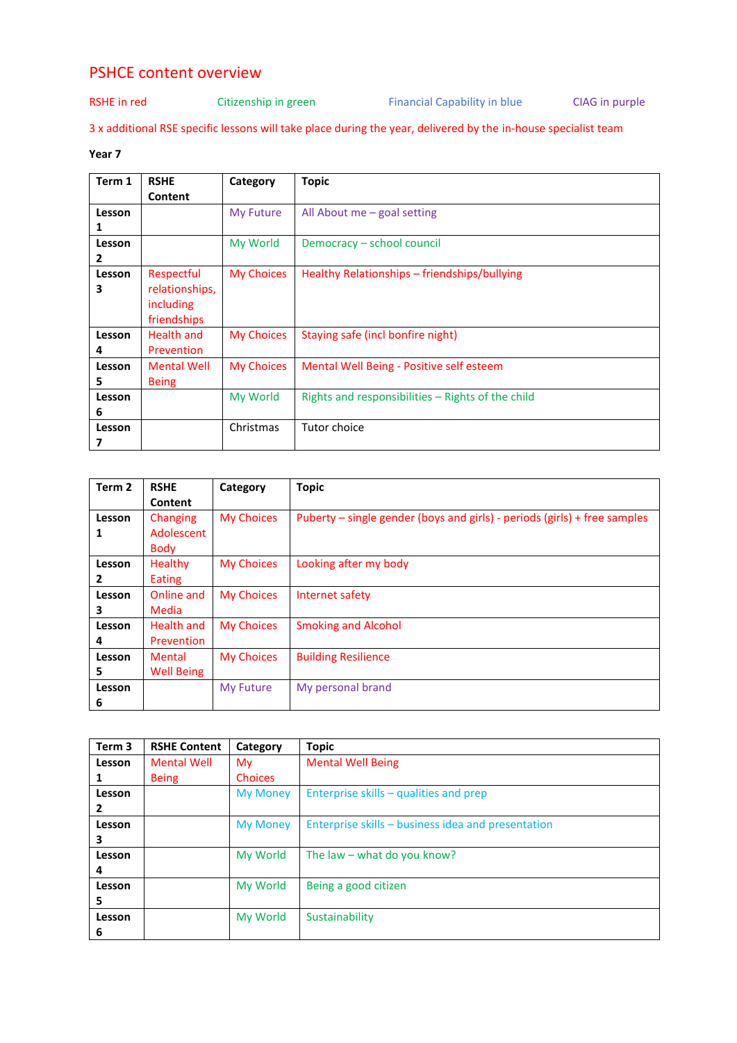# PSHCE content overview

RSHE in red　　Citizenship in green　　Financial Capability in blue　　CIAG in purple

3 x additional RSE specific lessons will take place during the year, delivered by the in-house specialist team

**Year 7**

| Term 1 | RSHE Content | Category | Topic |
|---|---|---|---|
| Lesson 1 | | My Future | All About me – goal setting |
| Lesson 2 | | My World | Democracy – school council |
| Lesson 3 | Respectful relationships, including friendships | My Choices | Healthy Relationships – friendships/bullying |
| Lesson 4 | Health and Prevention | My Choices | Staying safe (incl bonfire night) |
| Lesson 5 | Mental Well Being | My Choices | Mental Well Being - Positive self esteem |
| Lesson 6 | | My World | Rights and responsibilities – Rights of the child |
| Lesson 7 | | Christmas | Tutor choice |

| Term 2 | RSHE Content | Category | Topic |
|---|---|---|---|
| Lesson 1 | Changing Adolescent Body | My Choices | Puberty – single gender (boys and girls) - periods (girls) + free samples |
| Lesson 2 | Healthy Eating | My Choices | Looking after my body |
| Lesson 3 | Online and Media | My Choices | Internet safety |
| Lesson 4 | Health and Prevention | My Choices | Smoking and Alcohol |
| Lesson 5 | Mental Well Being | My Choices | Building Resilience |
| Lesson 6 | | My Future | My personal brand |

| Term 3 | RSHE Content | Category | Topic |
|---|---|---|---|
| Lesson 1 | Mental Well Being | My Choices | Mental Well Being |
| Lesson 2 | | My Money | Enterprise skills – qualities and prep |
| Lesson 3 | | My Money | Enterprise skills – business idea and presentation |
| Lesson 4 | | My World | The law – what do you know? |
| Lesson 5 | | My World | Being a good citizen |
| Lesson 6 | | My World | Sustainability |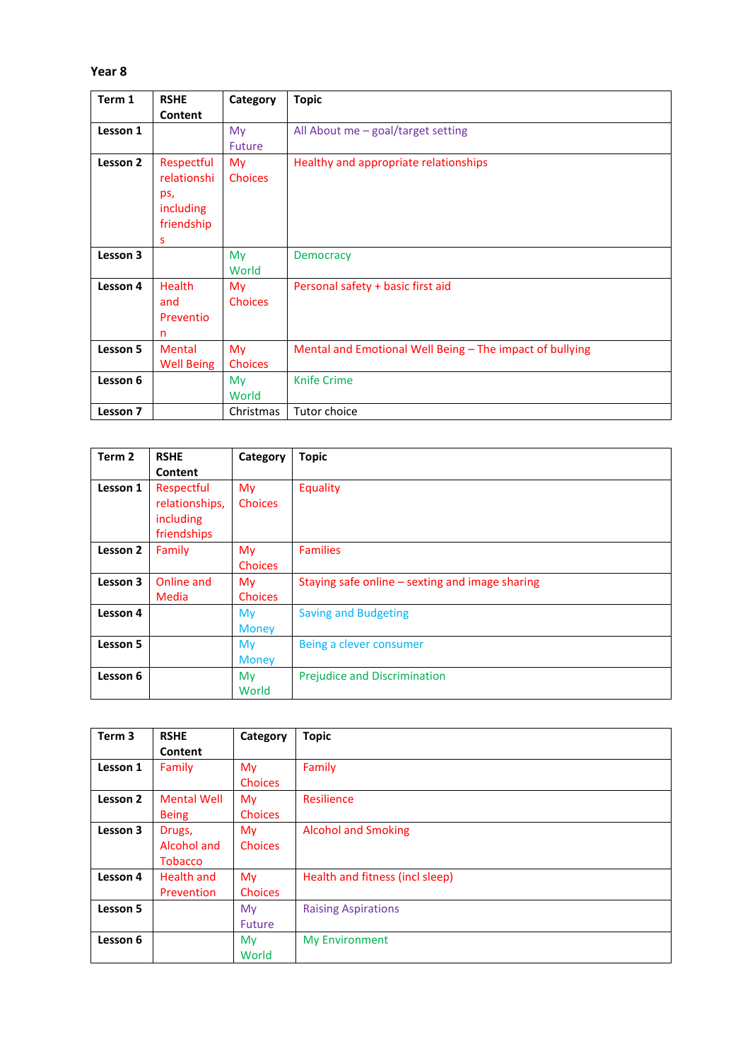**Year 8**

| Term 1 | RSHE Content | Category | Topic |
| --- | --- | --- | --- |
| Lesson 1 | | My Future | All About me – goal/target setting |
| Lesson 2 | Respectful relationships, including friendships | My Choices | Healthy and appropriate relationships |
| Lesson 3 | | My World | Democracy |
| Lesson 4 | Health and Prevention | My Choices | Personal safety + basic first aid |
| Lesson 5 | Mental Well Being | My Choices | Mental and Emotional Well Being – The impact of bullying |
| Lesson 6 | | My World | Knife Crime |
| Lesson 7 | | Christmas | Tutor choice |

| Term 2 | RSHE Content | Category | Topic |
| --- | --- | --- | --- |
| Lesson 1 | Respectful relationships, including friendships | My Choices | Equality |
| Lesson 2 | Family | My Choices | Families |
| Lesson 3 | Online and Media | My Choices | Staying safe online – sexting and image sharing |
| Lesson 4 | | My Money | Saving and Budgeting |
| Lesson 5 | | My Money | Being a clever consumer |
| Lesson 6 | | My World | Prejudice and Discrimination |

| Term 3 | RSHE Content | Category | Topic |
| --- | --- | --- | --- |
| Lesson 1 | Family | My Choices | Family |
| Lesson 2 | Mental Well Being | My Choices | Resilience |
| Lesson 3 | Drugs, Alcohol and Tobacco | My Choices | Alcohol and Smoking |
| Lesson 4 | Health and Prevention | My Choices | Health and fitness (incl sleep) |
| Lesson 5 | | My Future | Raising Aspirations |
| Lesson 6 | | My World | My Environment |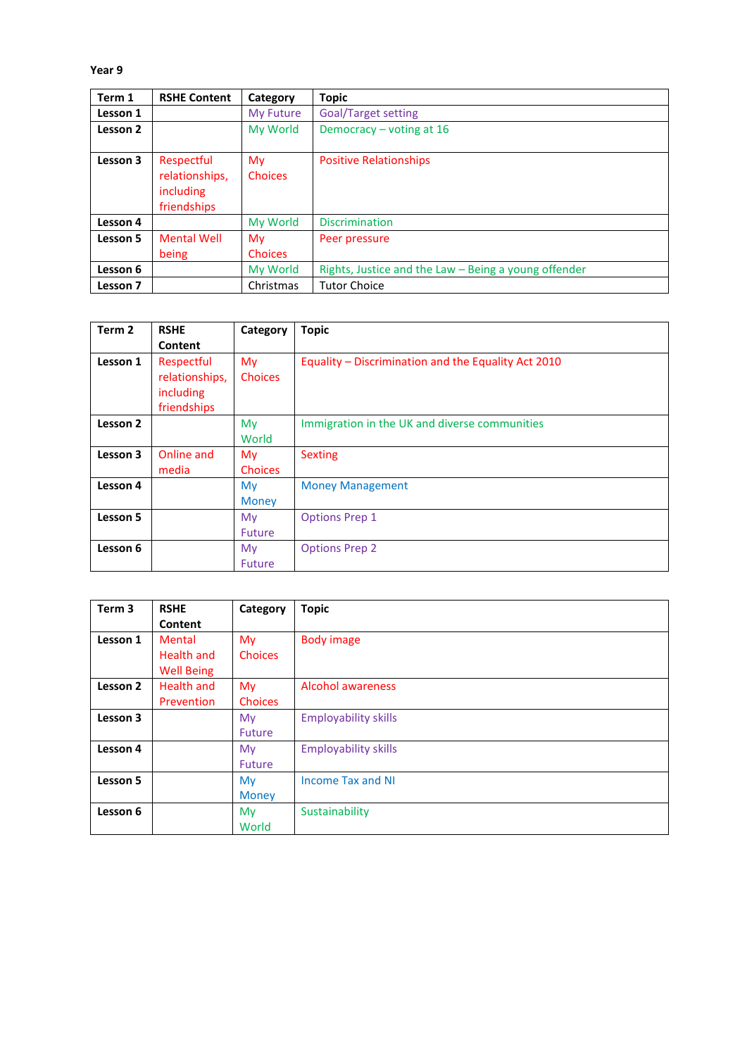**Year 9**

| Term 1 | RSHE Content | Category | Topic |
|---|---|---|---|
| Lesson 1 | | My Future | Goal/Target setting |
| Lesson 2 | | My World | Democracy – voting at 16 |
| Lesson 3 | Respectful relationships, including friendships | My Choices | Positive Relationships |
| Lesson 4 | | My World | Discrimination |
| Lesson 5 | Mental Well being | My Choices | Peer pressure |
| Lesson 6 | | My World | Rights, Justice and the Law – Being a young offender |
| Lesson 7 | | Christmas | Tutor Choice |

| Term 2 | RSHE Content | Category | Topic |
|---|---|---|---|
| Lesson 1 | Respectful relationships, including friendships | My Choices | Equality – Discrimination and the Equality Act 2010 |
| Lesson 2 | | My World | Immigration in the UK and diverse communities |
| Lesson 3 | Online and media | My Choices | Sexting |
| Lesson 4 | | My Money | Money Management |
| Lesson 5 | | My Future | Options Prep 1 |
| Lesson 6 | | My Future | Options Prep 2 |

| Term 3 | RSHE Content | Category | Topic |
|---|---|---|---|
| Lesson 1 | Mental Health and Well Being | My Choices | Body image |
| Lesson 2 | Health and Prevention | My Choices | Alcohol awareness |
| Lesson 3 | | My Future | Employability skills |
| Lesson 4 | | My Future | Employability skills |
| Lesson 5 | | My Money | Income Tax and NI |
| Lesson 6 | | My World | Sustainability |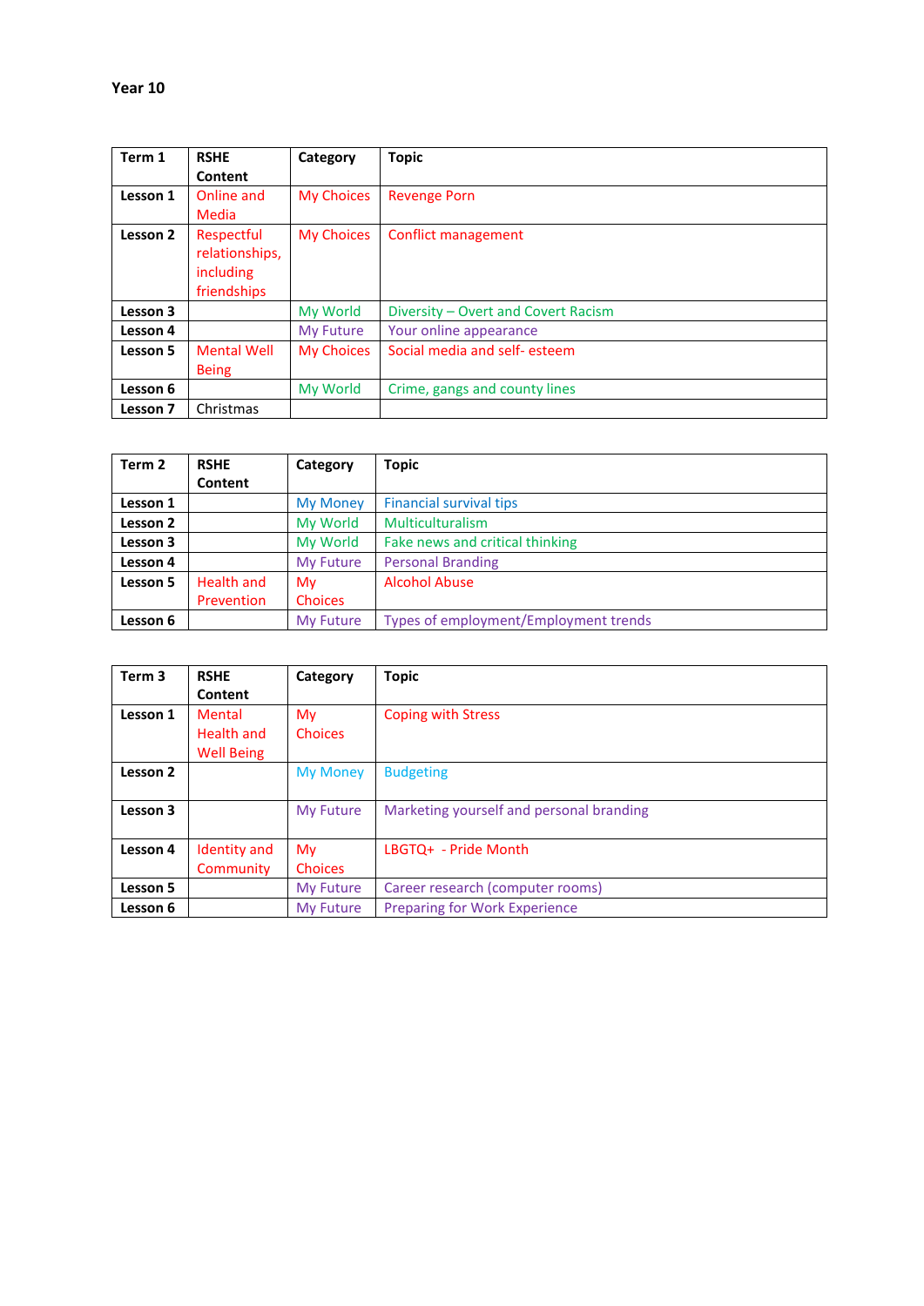**Year 10**

| Term 1 | RSHE Content | Category | Topic |
|---|---|---|---|
| **Lesson 1** | Online and Media | My Choices | Revenge Porn |
| **Lesson 2** | Respectful relationships, including friendships | My Choices | Conflict management |
| **Lesson 3** | | My World | Diversity – Overt and Covert Racism |
| **Lesson 4** | | My Future | Your online appearance |
| **Lesson 5** | Mental Well Being | My Choices | Social media and self- esteem |
| **Lesson 6** | | My World | Crime, gangs and county lines |
| **Lesson 7** | Christmas | | |

| Term 2 | RSHE Content | Category | Topic |
|---|---|---|---|
| **Lesson 1** | | My Money | Financial survival tips |
| **Lesson 2** | | My World | Multiculturalism |
| **Lesson 3** | | My World | Fake news and critical thinking |
| **Lesson 4** | | My Future | Personal Branding |
| **Lesson 5** | Health and Prevention | My Choices | Alcohol Abuse |
| **Lesson 6** | | My Future | Types of employment/Employment trends |

| Term 3 | RSHE Content | Category | Topic |
|---|---|---|---|
| **Lesson 1** | Mental Health and Well Being | My Choices | Coping with Stress |
| **Lesson 2** | | My Money | Budgeting |
| **Lesson 3** | | My Future | Marketing yourself and personal branding |
| **Lesson 4** | Identity and Community | My Choices | LBGTQ+ - Pride Month |
| **Lesson 5** | | My Future | Career research (computer rooms) |
| **Lesson 6** | | My Future | Preparing for Work Experience |